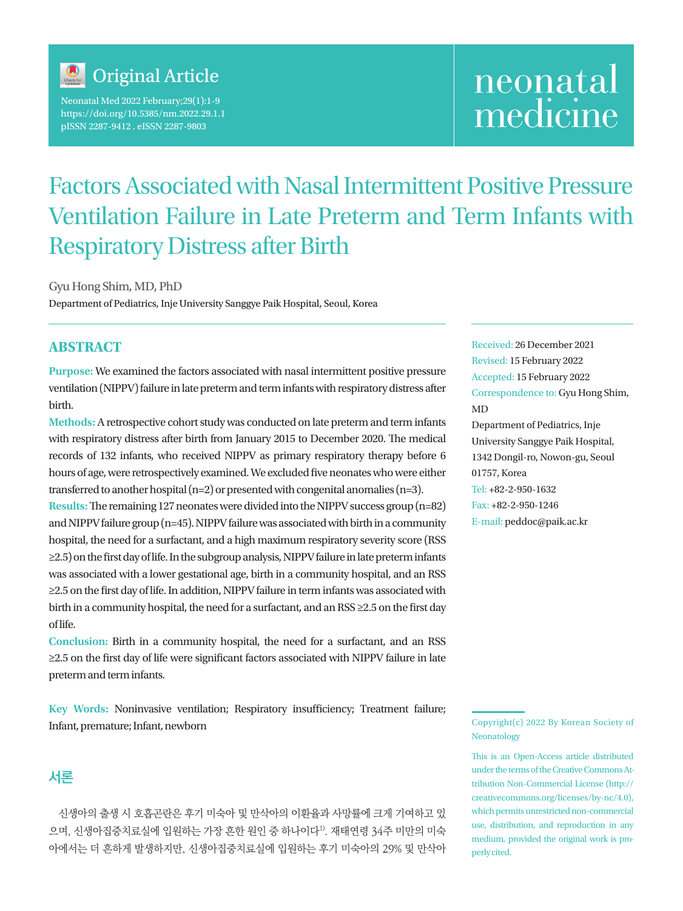Original Article

Neonatal Med 2022 February;29(1):1-9
https://doi.org/10.5385/nm.2022.29.1.1
pISSN 2287-9412 . eISSN 2287-9803

neonatal medicine

# Factors Associated with Nasal Intermittent Positive Pressure Ventilation Failure in Late Preterm and Term Infants with Respiratory Distress after Birth

Gyu Hong Shim, MD, PhD

Department of Pediatrics, Inje University Sanggye Paik Hospital, Seoul, Korea

## ABSTRACT

**Purpose:** We examined the factors associated with nasal intermittent positive pressure ventilation (NIPPV) failure in late preterm and term infants with respiratory distress after birth.

**Methods:** A retrospective cohort study was conducted on late preterm and term infants with respiratory distress after birth from January 2015 to December 2020. The medical records of 132 infants, who received NIPPV as primary respiratory therapy before 6 hours of age, were retrospectively examined. We excluded five neonates who were either transferred to another hospital (n=2) or presented with congenital anomalies (n=3).

**Results:** The remaining 127 neonates were divided into the NIPPV success group (n=82) and NIPPV failure group (n=45). NIPPV failure was associated with birth in a community hospital, the need for a surfactant, and a high maximum respiratory severity score (RSS ≥2.5) on the first day of life. In the subgroup analysis, NIPPV failure in late preterm infants was associated with a lower gestational age, birth in a community hospital, and an RSS ≥2.5 on the first day of life. In addition, NIPPV failure in term infants was associated with birth in a community hospital, the need for a surfactant, and an RSS ≥2.5 on the first day of life.

**Conclusion:** Birth in a community hospital, the need for a surfactant, and an RSS ≥2.5 on the first day of life were significant factors associated with NIPPV failure in late preterm and term infants.

**Key Words:** Noninvasive ventilation; Respiratory insufficiency; Treatment failure; Infant, premature; Infant, newborn

Received: 26 December 2021
Revised: 15 February 2022
Accepted: 15 February 2022
Correspondence to: Gyu Hong Shim, MD
Department of Pediatrics, Inje University Sanggye Paik Hospital, 1342 Dongil-ro, Nowon-gu, Seoul 01757, Korea
Tel: +82-2-950-1632
Fax: +82-2-950-1246
E-mail: peddoc@paik.ac.kr

Copyright(c) 2022 By Korean Society of Neonatology

This is an Open-Access article distributed under the terms of the Creative Commons Attribution Non-Commercial License (http://creativecommons.org/licenses/by-nc/4.0), which permits unrestricted non-commercial use, distribution, and reproduction in any medium, provided the original work is properly cited.

## 서론

신생아의 출생 시 호흡곤란은 후기 미숙아 및 만삭아의 이환율과 사망률에 크게 기여하고 있으며, 신생아집중치료실에 입원하는 가장 흔한 원인 중 하나이다[1]. 재태연령 34주 미만의 미숙아에서는 더 흔하게 발생하지만, 신생아집중치료실에 입원하는 후기 미숙아의 29% 및 만삭아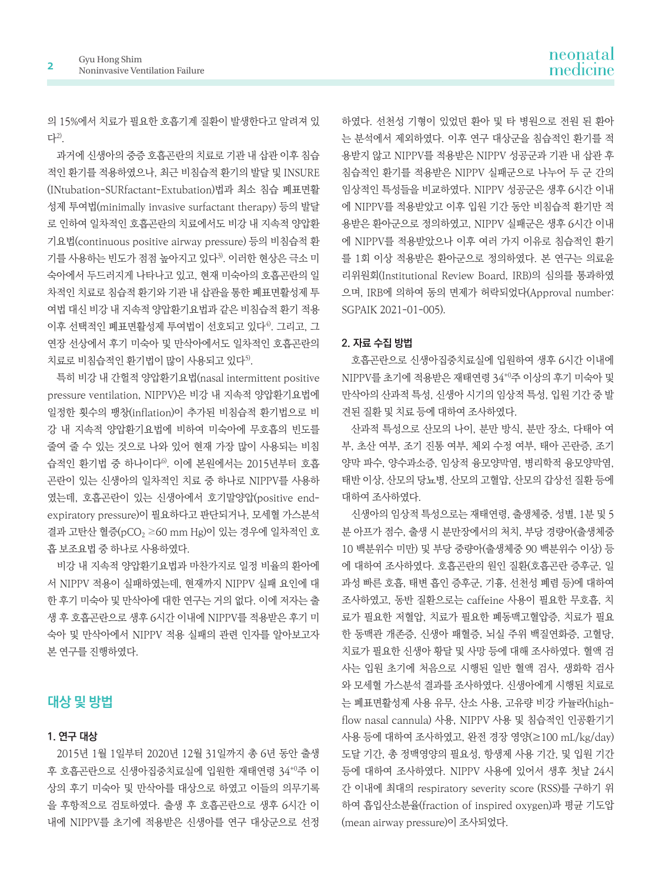의 15%에서 치료가 필요한 호흡기계 질환이 발생한다고 알려져 있다[2].

과거에 신생아의 중증 호흡곤란의 치료로 기관 내 삽관 이후 침습적인 환기를 적용하였으나, 최근 비침습적 환기의 발달 및 INSURE (INtubation-SURfactant-Extubation)법과 최소 침습 폐표면활성제 투여법(minimally invasive surfactant therapy) 등의 발달로 인하여 일차적인 호흡곤란의 치료에서도 비강 내 지속적 양압환기요법(continuous positive airway pressure) 등의 비침습적 환기를 사용하는 빈도가 점점 높아지고 있다[3]. 이러한 현상은 극소 미숙아에서 두드러지게 나타나고 있고, 현재 미숙아의 호흡곤란의 일차적인 치료로 침습적 환기와 기관 내 삽관을 통한 폐표면활성제 투여법 대신 비강 내 지속적 양압환기요법과 같은 비침습적 환기 적용 이후 선택적인 폐표면활성제 투여법이 선호되고 있다[4]. 그리고, 그 연장 선상에서 후기 미숙아 및 만삭아에서도 일차적인 호흡곤란의 치료로 비침습적인 환기법이 많이 사용되고 있다[5].

특히 비강 내 간헐적 양압환기요법(nasal intermittent positive pressure ventilation, NIPPV)은 비강 내 지속적 양압환기요법에 일정한 횟수의 팽창(inflation)이 추가된 비침습적 환기법으로 비강 내 지속적 양압환기요법에 비하여 미숙아에 무호흡의 빈도를 줄여 줄 수 있는 것으로 나와 있어 현재 가장 많이 사용되는 비침습적인 환기법 중 하나이다[6]. 이에 본원에서는 2015년부터 호흡곤란이 있는 신생아의 일차적인 치료 중 하나로 NIPPV를 사용하였는데, 호흡곤란이 있는 신생아에서 호기말양압(positive end-expiratory pressure)이 필요하다고 판단되거나, 모세혈 가스분석 결과 고탄산 혈증($pCO_2$ ≥60 mm Hg)이 있는 경우에 일차적인 호흡 보조요법 중 하나로 사용하였다.

비강 내 지속적 양압환기요법과 마찬가지로 일정 비율의 환아에서 NIPPV 적용이 실패하였는데, 현재까지 NIPPV 실패 요인에 대한 후기 미숙아 및 만삭아에 대한 연구는 거의 없다. 이에 저자는 출생 후 호흡곤란으로 생후 6시간 이내에 NIPPV를 적용받은 후기 미숙아 및 만삭아에서 NIPPV 적용 실패의 관련 인자를 알아보고자 본 연구를 진행하였다.

## 대상 및 방법

### 1. 연구 대상

2015년 1월 1일부터 2020년 12월 31일까지 총 6년 동안 출생 후 호흡곤란으로 신생아집중치료실에 입원한 재태연령 $34^{+0}$주 이상의 후기 미숙아 및 만삭아를 대상으로 하였고 이들의 의무기록을 후향적으로 검토하였다. 출생 후 호흡곤란으로 생후 6시간 이내에 NIPPV를 초기에 적용받은 신생아를 연구 대상군으로 선정하였다. 선천성 기형이 있었던 환아 및 타 병원으로 전원 된 환아는 분석에서 제외하였다. 이후 연구 대상군을 침습적인 환기를 적용받지 않고 NIPPV를 적용받은 NIPPV 성공군과 기관 내 삽관 후 침습적인 환기를 적용받은 NIPPV 실패군으로 나누어 두 군 간의 임상적인 특성들을 비교하였다. NIPPV 성공군은 생후 6시간 이내에 NIPPV를 적용받았고 이후 입원 기간 동안 비침습적 환기만 적용받은 환아군으로 정의하였고, NIPPV 실패군은 생후 6시간 이내에 NIPPV를 적용받았으나 이후 여러 가지 이유로 침습적인 환기를 1회 이상 적용받은 환아군으로 정의하였다. 본 연구는 의료윤리위원회(Institutional Review Board, IRB)의 심의를 통과하였으며, IRB에 의하여 동의 면제가 허락되었다(Approval number: SGPAIK 2021-01-005).

### 2. 자료 수집 방법

호흡곤란으로 신생아집중치료실에 입원하여 생후 6시간 이내에 NIPPV를 초기에 적용받은 재태연령 $34^{+0}$주 이상의 후기 미숙아 및 만삭아의 산과적 특성, 신생아 시기의 임상적 특성, 입원 기간 중 발견된 질환 및 치료 등에 대하여 조사하였다.

산과적 특성으로 산모의 나이, 분만 방식, 분만 장소, 다태아 여부, 초산 여부, 조기 진통 여부, 체외 수정 여부, 태아 곤란증, 조기 양막 파수, 양수과소증, 임상적 융모양막염, 병리학적 융모양막염, 태반 이상, 산모의 당뇨병, 산모의 고혈압, 산모의 갑상선 질환 등에 대하여 조사하였다.

신생아의 임상적 특성으로는 재태연령, 출생체중, 성별, 1분 및 5분 아프가 점수, 출생 시 분만장에서의 처치, 부당 경량아(출생체중 10 백분위수 미만) 및 부당 중량아(출생체중 90 백분위수 이상) 등에 대하여 조사하였다. 호흡곤란의 원인 질환(호흡곤란 증후군, 일과성 빠른 호흡, 태변 흡인 증후군, 기흉, 선천성 폐렴 등)에 대하여 조사하였고, 동반 질환으로는 caffeine 사용이 필요한 무호흡, 치료가 필요한 저혈압, 치료가 필요한 폐동맥고혈압증, 치료가 필요한 동맥관 개존증, 신생아 패혈증, 뇌실 주위 백질연화증, 고혈당, 치료가 필요한 신생아 황달 및 사망 등에 대해 조사하였다. 혈액 검사는 입원 초기에 처음으로 시행된 일반 혈액 검사, 생화학 검사와 모세혈 가스분석 결과를 조사하였다. 신생아에게 시행된 치료로는 폐표면활성제 사용 유무, 산소 사용, 고유량 비강 카늘라(high-flow nasal cannula) 사용, NIPPV 사용 및 침습적인 인공환기기 사용 등에 대하여 조사하였고, 완전 경장 영양(≥100 mL/kg/day) 도달 기간, 총 정맥영양의 필요성, 항생제 사용 기간, 및 입원 기간 등에 대하여 조사하였다. NIPPV 사용에 있어서 생후 첫날 24시간 이내에 최대의 respiratory severity score (RSS)를 구하기 위하여 흡입산소분율(fraction of inspired oxygen)과 평균 기도압(mean airway pressure)이 조사되었다.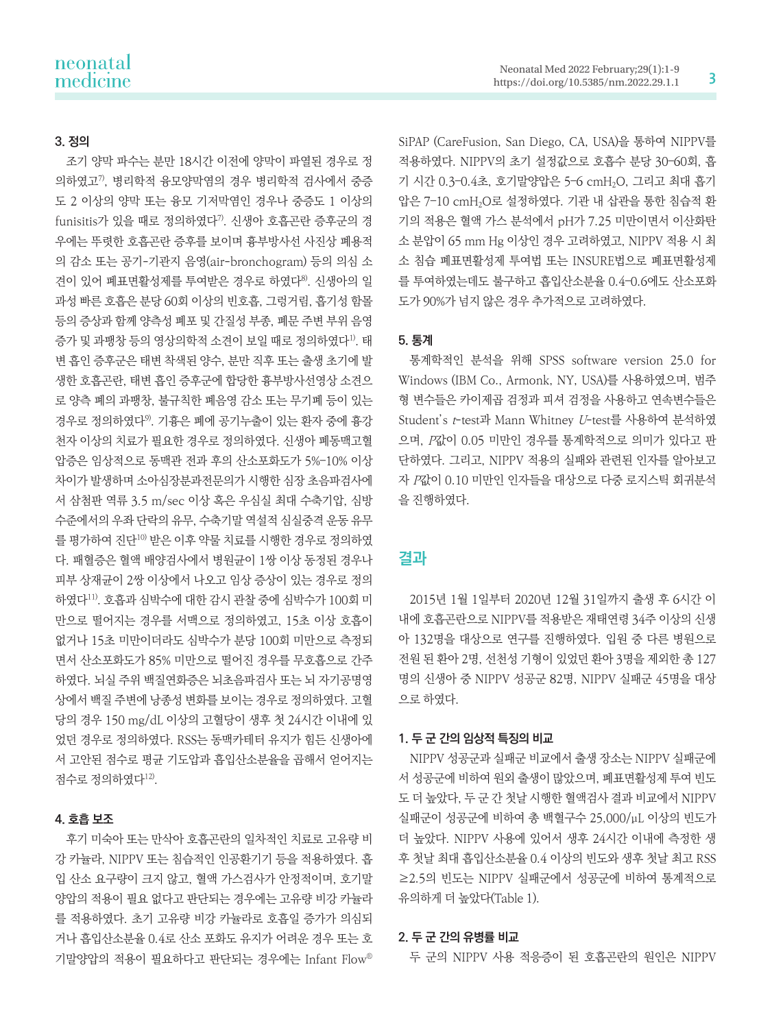### 3. 정의

조기 양막 파수는 분만 18시간 이전에 양막이 파열된 경우로 정의하였고[7], 병리학적 융모양막염의 경우 병리학적 검사에서 중증도 2 이상의 양막 또는 융모 기저막염인 경우나 중증도 1 이상의 funisitis가 있을 때로 정의하였다[7]. 신생아 호흡곤란 증후군의 경우에는 뚜렷한 호흡곤란 증후를 보이며 흉부방사선 사진상 폐용적의 감소 또는 공기-기관지 음영(air-bronchogram) 등의 의심 소견이 있어 폐표면활성제를 투여받은 경우로 하였다[8]. 신생아의 일과성 빠른 호흡은 분당 60회 이상의 빈호흡, 그렁거림, 흡기성 함몰 등의 증상과 함께 양측성 폐포 및 간질성 부종, 폐문 주변 부위 음영 증가 및 과팽창 등의 영상의학적 소견이 보일 때로 정의하였다[1]. 태변 흡인 증후군은 태변 착색된 양수, 분만 직후 또는 출생 초기에 발생한 호흡곤란, 태변 흡인 증후군에 합당한 흉부방사선영상 소견으로 양측 폐의 과팽창, 불규칙한 폐음영 감소 또는 무기폐 등이 있는 경우로 정의하였다[9]. 기흉은 폐에 공기누출이 있는 환자 중에 흉강천자 이상의 치료가 필요한 경우로 정의하였다. 신생아 폐동맥고혈압증은 임상적으로 동맥관 전과 후의 산소포화도가 5%–10% 이상 차이가 발생하며 소아심장분과전문의가 시행한 심장 초음파검사에서 삼첨판 역류 3.5 m/sec 이상 혹은 우심실 최대 수축기압, 심방 수준에서의 우좌 단락의 유무, 수축기말 역설적 심실중격 운동 유무를 평가하여 진단[10] 받은 이후 약물 치료를 시행한 경우로 정의하였다. 패혈증은 혈액 배양검사에서 병원균이 1쌍 이상 동정된 경우나 피부 상재균이 2쌍 이상에서 나오고 임상 증상이 있는 경우로 정의하였다[11]. 호흡과 심박수에 대한 감시 관찰 중에 심박수가 100회 미만으로 떨어지는 경우를 서맥으로 정의하였고, 15초 이상 호흡이 없거나 15초 미만이더라도 심박수가 분당 100회 미만으로 측정되면서 산소포화도가 85% 미만으로 떨어진 경우를 무호흡으로 간주하였다. 뇌실 주위 백질연화증은 뇌초음파검사 또는 뇌 자기공명영상에서 백질 주변에 낭종성 변화를 보이는 경우로 정의하였다. 고혈당의 경우 150 mg/dL 이상의 고혈당이 생후 첫 24시간 이내에 있었던 경우로 정의하였다. RSS는 동맥카테터 유지가 힘든 신생아에서 고안된 점수로 평균 기도압과 흡입산소분율을 곱해서 얻어지는 점수로 정의하였다[12].

### 4. 호흡 보조

후기 미숙아 또는 만삭아 호흡곤란의 일차적인 치료로 고유량 비강 카뉼라, NIPPV 또는 침습적인 인공환기기 등을 적용하였다. 흡입 산소 요구량이 크지 않고, 혈액 가스검사가 안정적이며, 호기말 양압의 적용이 필요 없다고 판단되는 경우에는 고유량 비강 카뉼라를 적용하였다. 초기 고유량 비강 카뉼라로 호흡일 증가가 의심되거나 흡입산소분율 0.4로 산소 포화도 유지가 어려운 경우 또는 호기말양압의 적용이 필요하다고 판단되는 경우에는 Infant Flow® SiPAP (CareFusion, San Diego, CA, USA)을 통하여 NIPPV를 적용하였다. NIPPV의 초기 설정값으로 호흡수 분당 30–60회, 흡기 시간 0.3–0.4초, 호기말양압은 5–6 $cmH_2O$, 그리고 최대 흡기압은 7–10 $cmH_2O$로 설정하였다. 기관 내 삽관을 통한 침습적 환기의 적용은 혈액 가스 분석에서 pH가 7.25 미만이면서 이산화탄소 분압이 65 mm Hg 이상인 경우 고려하였고, NIPPV 적용 시 최소 침습 폐표면활성제 투여법 또는 INSURE법으로 폐표면활성제를 투여하였는데도 불구하고 흡입산소분율 0.4–0.6에도 산소포화도가 90%가 넘지 않은 경우 추가적으로 고려하였다.

### 5. 통계

통계학적인 분석을 위해 SPSS software version 25.0 for Windows (IBM Co., Armonk, NY, USA)를 사용하였으며, 범주형 변수들은 카이제곱 검정과 피셔 검정을 사용하고 연속변수들은 Student's *t*-test과 Mann Whitney *U*-test를 사용하여 분석하였으며, *P*값이 0.05 미만인 경우를 통계학적으로 의미가 있다고 판단하였다. 그리고, NIPPV 적용의 실패와 관련된 인자를 알아보고자 *P*값이 0.10 미만인 인자들을 대상으로 다중 로지스틱 회귀분석을 진행하였다.

## 결과

2015년 1월 1일부터 2020년 12월 31일까지 출생 후 6시간 이내에 호흡곤란으로 NIPPV를 적용받은 재태연령 34주 이상의 신생아 132명을 대상으로 연구를 진행하였다. 입원 중 다른 병원으로 전원 된 환아 2명, 선천성 기형이 있었던 환아 3명을 제외한 총 127명의 신생아 중 NIPPV 성공군 82명, NIPPV 실패군 45명을 대상으로 하였다.

### 1. 두 군 간의 임상적 특징의 비교

NIPPV 성공군과 실패군 비교에서 출생 장소는 NIPPV 실패군에서 성공군에 비하여 원외 출생이 많았으며, 폐표면활성제 투여 빈도도 더 높았다. 두 군 간 첫날 시행한 혈액검사 결과 비교에서 NIPPV 실패군이 성공군에 비하여 총 백혈구수 25,000/μL 이상의 빈도가 더 높았다. NIPPV 사용에 있어서 생후 24시간 이내에 측정한 생후 첫날 최대 흡입산소분율 0.4 이상의 빈도와 생후 첫날 최고 RSS ≥2.5의 빈도는 NIPPV 실패군에서 성공군에 비하여 통계적으로 유의하게 더 높았다(Table 1).

### 2. 두 군 간의 유병률 비교

두 군의 NIPPV 사용 적응증이 된 호흡곤란의 원인은 NIPPV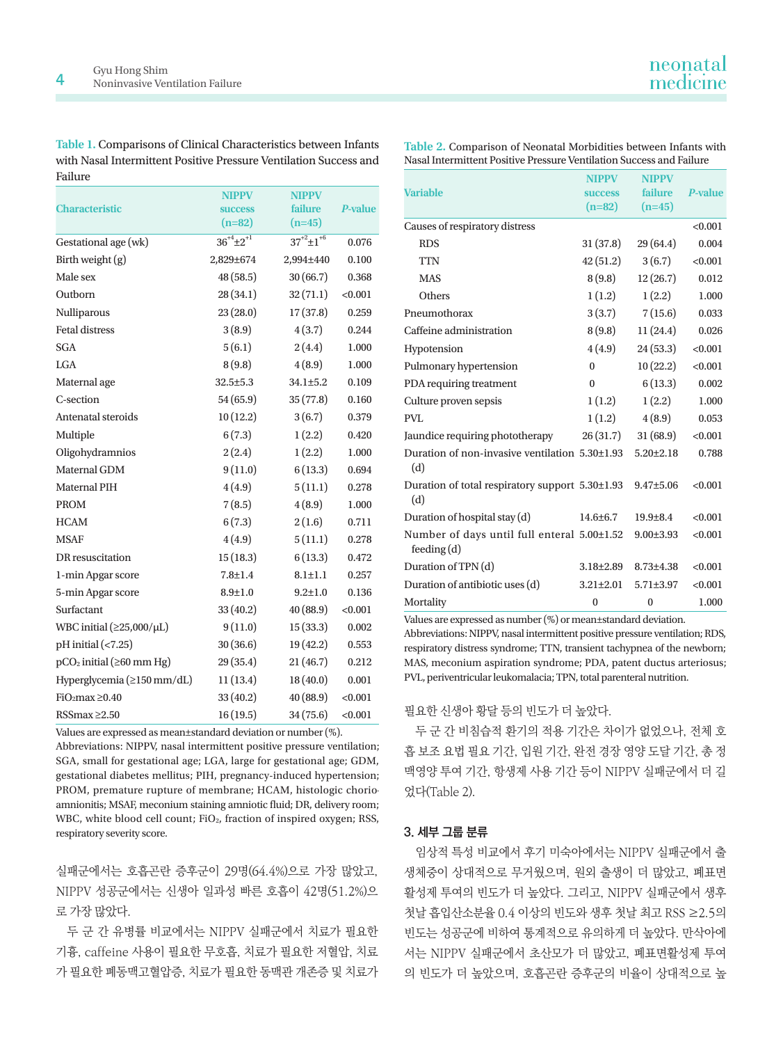**Table 1.** Comparisons of Clinical Characteristics between Infants with Nasal Intermittent Positive Pressure Ventilation Success and Failure

| Characteristic | NIPPV success (n=82) | NIPPV failure (n=45) | *P*-value |
|---|---|---|---|
| Gestational age (wk) | $36^{+4}\pm2^{+1}$ | $37^{+2}\pm1^{+6}$ | 0.076 |
| Birth weight (g) | 2,829±674 | 2,994±440 | 0.100 |
| Male sex | 48 (58.5) | 30 (66.7) | 0.368 |
| Outborn | 28 (34.1) | 32 (71.1) | <0.001 |
| Nulliparous | 23 (28.0) | 17 (37.8) | 0.259 |
| Fetal distress | 3 (8.9) | 4 (3.7) | 0.244 |
| SGA | 5 (6.1) | 2 (4.4) | 1.000 |
| LGA | 8 (9.8) | 4 (8.9) | 1.000 |
| Maternal age | 32.5±5.3 | 34.1±5.2 | 0.109 |
| C-section | 54 (65.9) | 35 (77.8) | 0.160 |
| Antenatal steroids | 10 (12.2) | 3 (6.7) | 0.379 |
| Multiple | 6 (7.3) | 1 (2.2) | 0.420 |
| Oligohydramnios | 2 (2.4) | 1 (2.2) | 1.000 |
| Maternal GDM | 9 (11.0) | 6 (13.3) | 0.694 |
| Maternal PIH | 4 (4.9) | 5 (11.1) | 0.278 |
| PROM | 7 (8.5) | 4 (8.9) | 1.000 |
| HCAM | 6 (7.3) | 2 (1.6) | 0.711 |
| MSAF | 4 (4.9) | 5 (11.1) | 0.278 |
| DR resuscitation | 15 (18.3) | 6 (13.3) | 0.472 |
| 1-min Apgar score | 7.8±1.4 | 8.1±1.1 | 0.257 |
| 5-min Apgar score | 8.9±1.0 | 9.2±1.0 | 0.136 |
| Surfactant | 33 (40.2) | 40 (88.9) | <0.001 |
| WBC initial (≥25,000/μL) | 9 (11.0) | 15 (33.3) | 0.002 |
| pH initial (<7.25) | 30 (36.6) | 19 (42.2) | 0.553 |
| $pCO_2$ initial (≥60 mm Hg) | 29 (35.4) | 21 (46.7) | 0.212 |
| Hyperglycemia (≥150 mm/dL) | 11 (13.4) | 18 (40.0) | 0.001 |
| $FiO_2$max ≥0.40 | 33 (40.2) | 40 (88.9) | <0.001 |
| RSSmax ≥2.50 | 16 (19.5) | 34 (75.6) | <0.001 |

Values are expressed as mean±standard deviation or number (%).
Abbreviations: NIPPV, nasal intermittent positive pressure ventilation; SGA, small for gestational age; LGA, large for gestational age; GDM, gestational diabetes mellitus; PIH, pregnancy-induced hypertension; PROM, premature rupture of membrane; HCAM, histologic chorioamnionitis; MSAF, meconium staining amniotic fluid; DR, delivery room; WBC, white blood cell count; $FiO_2$, fraction of inspired oxygen; RSS, respiratory severity score.

**Table 2.** Comparison of Neonatal Morbidities between Infants with Nasal Intermittent Positive Pressure Ventilation Success and Failure

| Variable | NIPPV success (n=82) | NIPPV failure (n=45) | *P*-value |
|---|---|---|---|
| Causes of respiratory distress | | | <0.001 |
| RDS | 31 (37.8) | 29 (64.4) | 0.004 |
| TTN | 42 (51.2) | 3 (6.7) | <0.001 |
| MAS | 8 (9.8) | 12 (26.7) | 0.012 |
| Others | 1 (1.2) | 1 (2.2) | 1.000 |
| Pneumothorax | 3 (3.7) | 7 (15.6) | 0.033 |
| Caffeine administration | 8 (9.8) | 11 (24.4) | 0.026 |
| Hypotension | 4 (4.9) | 24 (53.3) | <0.001 |
| Pulmonary hypertension | 0 | 10 (22.2) | <0.001 |
| PDA requiring treatment | 0 | 6 (13.3) | 0.002 |
| Culture proven sepsis | 1 (1.2) | 1 (2.2) | 1.000 |
| PVL | 1 (1.2) | 4 (8.9) | 0.053 |
| Jaundice requiring phototherapy | 26 (31.7) | 31 (68.9) | <0.001 |
| Duration of non-invasive ventilation (d) | 5.30±1.93 | 5.20±2.18 | 0.788 |
| Duration of total respiratory support (d) | 5.30±1.93 | 9.47±5.06 | <0.001 |
| Duration of hospital stay (d) | 14.6±6.7 | 19.9±8.4 | <0.001 |
| Number of days until full enteral feeding (d) | 5.00±1.52 | 9.00±3.93 | <0.001 |
| Duration of TPN (d) | 3.18±2.89 | 8.73±4.38 | <0.001 |
| Duration of antibiotic uses (d) | 3.21±2.01 | 5.71±3.97 | <0.001 |
| Mortality | 0 | 0 | 1.000 |

Values are expressed as number (%) or mean±standard deviation.
Abbreviations: NIPPV, nasal intermittent positive pressure ventilation; RDS, respiratory distress syndrome; TTN, transient tachypnea of the newborn; MAS, meconium aspiration syndrome; PDA, patent ductus arteriosus; PVL, periventricular leukomalacia; TPN, total parenteral nutrition.

실패군에서는 호흡곤란 증후군이 29명(64.4%)으로 가장 많았고, NIPPV 성공군에서는 신생아 일과성 빠른 호흡이 42명(51.2%)으로 가장 많았다.

두 군 간 유병률 비교에서는 NIPPV 실패군에서 치료가 필요한 기흉, caffeine 사용이 필요한 무호흡, 치료가 필요한 저혈압, 치료가 필요한 폐동맥고혈압증, 치료가 필요한 동맥관 개존증 및 치료가 필요한 신생아 황달 등의 빈도가 더 높았다.

두 군 간 비침습적 환기의 적용 기간은 차이가 없었으나, 전체 호흡 보조 요법 필요 기간, 입원 기간, 완전 경장 영양 도달 기간, 총 정맥영양 투여 기간, 항생제 사용 기간 등이 NIPPV 실패군에서 더 길었다(Table 2).

### 3. 세부 그룹 분류

임상적 특성 비교에서 후기 미숙아에서는 NIPPV 실패군에서 출생체중이 상대적으로 무거웠으며, 원외 출생이 더 많았고, 폐표면활성제 투여의 빈도가 더 높았다. 그리고, NIPPV 실패군에서 생후 첫날 흡입산소분율 0.4 이상의 빈도와 생후 첫날 최고 RSS ≥2.5의 빈도는 성공군에 비하여 통계적으로 유의하게 더 높았다. 만삭아에서는 NIPPV 실패군에서 초산모가 더 많았고, 폐표면활성제 투여의 빈도가 더 높았으며, 호흡곤란 증후군의 비율이 상대적으로 높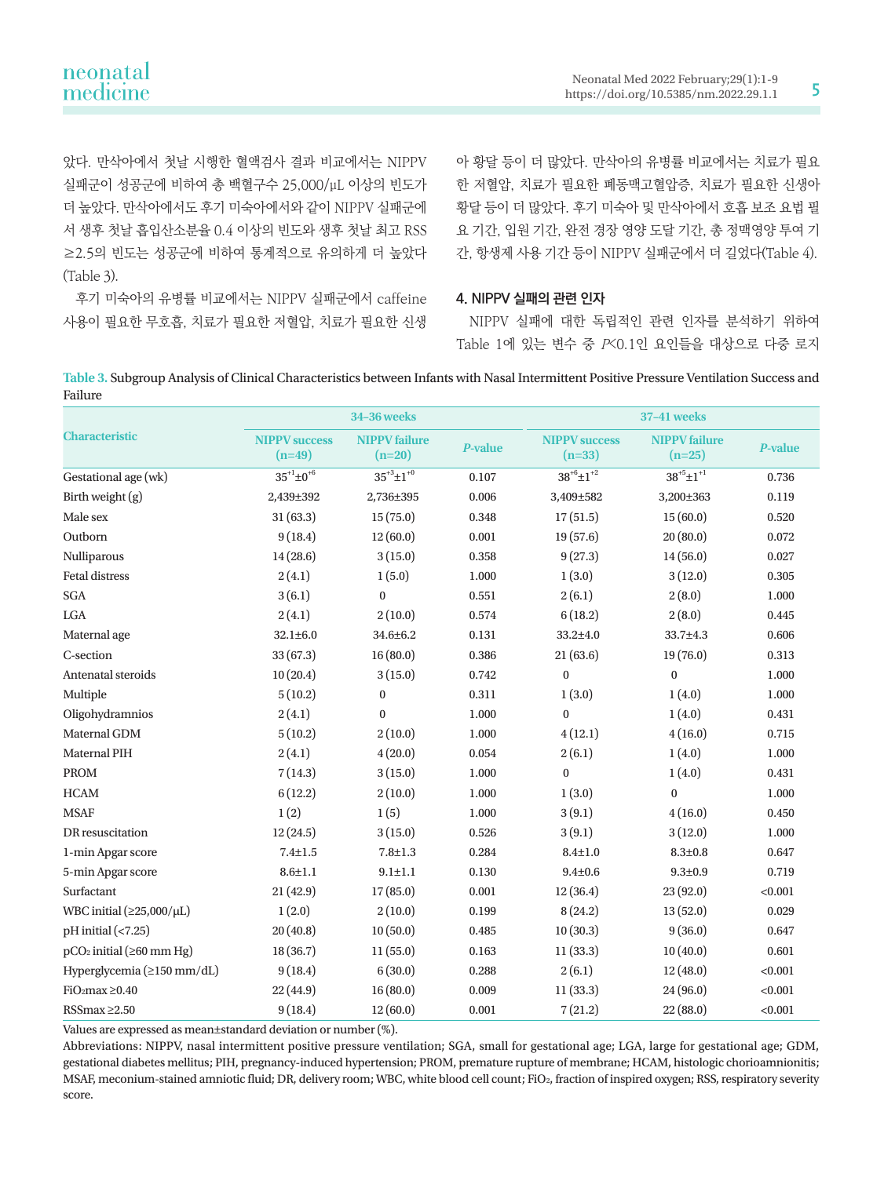았다. 만삭아에서 첫날 시행한 혈액검사 결과 비교에서는 NIPPV 실패군이 성공군에 비하여 총 백혈구수 25,000/μL 이상의 빈도가 더 높았다. 만삭아에서도 후기 미숙아에서와 같이 NIPPV 실패군에서 생후 첫날 흡입산소분율 0.4 이상의 빈도와 생후 첫날 최고 RSS ≥2.5의 빈도는 성공군에 비하여 통계적으로 유의하게 더 높았다 (Table 3).

후기 미숙아의 유병률 비교에서는 NIPPV 실패군에서 caffeine 사용이 필요한 무호흡, 치료가 필요한 저혈압, 치료가 필요한 신생아 황달 등이 더 많았다. 만삭아의 유병률 비교에서는 치료가 필요한 저혈압, 치료가 필요한 폐동맥고혈압증, 치료가 필요한 신생아 황달 등이 더 많았다. 후기 미숙아 및 만삭아에서 호흡 보조 요법 필요 기간, 입원 기간, 완전 경장 영양 도달 기간, 총 정맥영양 투여 기간, 항생제 사용 기간 등이 NIPPV 실패군에서 더 길었다(Table 4).

### 4. NIPPV 실패의 관련 인자

NIPPV 실패에 대한 독립적인 관련 인자를 분석하기 위하여 Table 1에 있는 변수 중 $P$<0.1인 요인들을 대상으로 다중 로지

**Table 3.** Subgroup Analysis of Clinical Characteristics between Infants with Nasal Intermittent Positive Pressure Ventilation Success and Failure

| Characteristic | 34–36 weeks | | | 37–41 weeks | | |
|---|---|---|---|---|---|---|
| | NIPPV success (n=49) | NIPPV failure (n=20) | $P$-value | NIPPV success (n=33) | NIPPV failure (n=25) | $P$-value |
| Gestational age (wk) | $35^{+1}$±$0^{+6}$ | $35^{+3}$±$1^{+0}$ | 0.107 | $38^{+6}$±$1^{+2}$ | $38^{+5}$±$1^{+1}$ | 0.736 |
| Birth weight (g) | 2,439±392 | 2,736±395 | 0.006 | 3,409±582 | 3,200±363 | 0.119 |
| Male sex | 31 (63.3) | 15 (75.0) | 0.348 | 17 (51.5) | 15 (60.0) | 0.520 |
| Outborn | 9 (18.4) | 12 (60.0) | 0.001 | 19 (57.6) | 20 (80.0) | 0.072 |
| Nulliparous | 14 (28.6) | 3 (15.0) | 0.358 | 9 (27.3) | 14 (56.0) | 0.027 |
| Fetal distress | 2 (4.1) | 1 (5.0) | 1.000 | 1 (3.0) | 3 (12.0) | 0.305 |
| SGA | 3 (6.1) | 0 | 0.551 | 2 (6.1) | 2 (8.0) | 1.000 |
| LGA | 2 (4.1) | 2 (10.0) | 0.574 | 6 (18.2) | 2 (8.0) | 0.445 |
| Maternal age | 32.1±6.0 | 34.6±6.2 | 0.131 | 33.2±4.0 | 33.7±4.3 | 0.606 |
| C-section | 33 (67.3) | 16 (80.0) | 0.386 | 21 (63.6) | 19 (76.0) | 0.313 |
| Antenatal steroids | 10 (20.4) | 3 (15.0) | 0.742 | 0 | 0 | 1.000 |
| Multiple | 5 (10.2) | 0 | 0.311 | 1 (3.0) | 1 (4.0) | 1.000 |
| Oligohydramnios | 2 (4.1) | 0 | 1.000 | 0 | 1 (4.0) | 0.431 |
| Maternal GDM | 5 (10.2) | 2 (10.0) | 1.000 | 4 (12.1) | 4 (16.0) | 0.715 |
| Maternal PIH | 2 (4.1) | 4 (20.0) | 0.054 | 2 (6.1) | 1 (4.0) | 1.000 |
| PROM | 7 (14.3) | 3 (15.0) | 1.000 | 0 | 1 (4.0) | 0.431 |
| HCAM | 6 (12.2) | 2 (10.0) | 1.000 | 1 (3.0) | 0 | 1.000 |
| MSAF | 1 (2) | 1 (5) | 1.000 | 3 (9.1) | 4 (16.0) | 0.450 |
| DR resuscitation | 12 (24.5) | 3 (15.0) | 0.526 | 3 (9.1) | 3 (12.0) | 1.000 |
| 1-min Apgar score | 7.4±1.5 | 7.8±1.3 | 0.284 | 8.4±1.0 | 8.3±0.8 | 0.647 |
| 5-min Apgar score | 8.6±1.1 | 9.1±1.1 | 0.130 | 9.4±0.6 | 9.3±0.9 | 0.719 |
| Surfactant | 21 (42.9) | 17 (85.0) | 0.001 | 12 (36.4) | 23 (92.0) | <0.001 |
| WBC initial (≥25,000/μL) | 1 (2.0) | 2 (10.0) | 0.199 | 8 (24.2) | 13 (52.0) | 0.029 |
| pH initial (<7.25) | 20 (40.8) | 10 (50.0) | 0.485 | 10 (30.3) | 9 (36.0) | 0.647 |
| $pCO_2$ initial (≥60 mm Hg) | 18 (36.7) | 11 (55.0) | 0.163 | 11 (33.3) | 10 (40.0) | 0.601 |
| Hyperglycemia (≥150 mm/dL) | 9 (18.4) | 6 (30.0) | 0.288 | 2 (6.1) | 12 (48.0) | <0.001 |
| $FiO_2$max ≥0.40 | 22 (44.9) | 16 (80.0) | 0.009 | 11 (33.3) | 24 (96.0) | <0.001 |
| RSSmax ≥2.50 | 9 (18.4) | 12 (60.0) | 0.001 | 7 (21.2) | 22 (88.0) | <0.001 |

Values are expressed as mean±standard deviation or number (%).

Abbreviations: NIPPV, nasal intermittent positive pressure ventilation; SGA, small for gestational age; LGA, large for gestational age; GDM, gestational diabetes mellitus; PIH, pregnancy-induced hypertension; PROM, premature rupture of membrane; HCAM, histologic chorioamnionitis; MSAF, meconium-stained amniotic fluid; DR, delivery room; WBC, white blood cell count; $FiO_2$, fraction of inspired oxygen; RSS, respiratory severity score.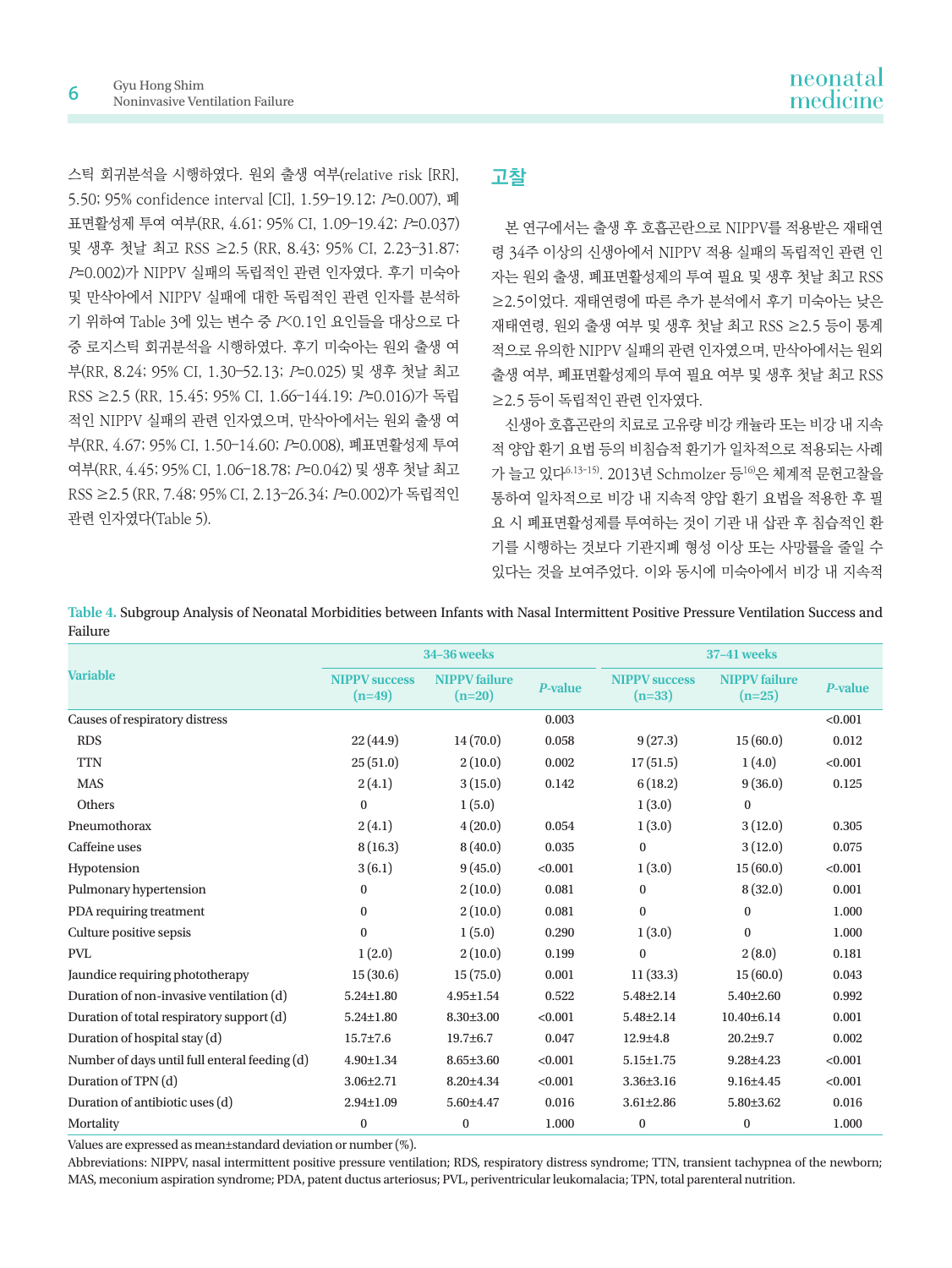스틱 회귀분석을 시행하였다. 원외 출생 여부(relative risk [RR], 5.50; 95% confidence interval [CI], 1.59–19.12; $P$=0.007), 폐표면활성제 투여 여부(RR, 4.61; 95% CI, 1.09–19.42; $P$=0.037) 및 생후 첫날 최고 RSS ≥2.5 (RR, 8.43; 95% CI, 2.23–31.87; $P$=0.002)가 NIPPV 실패의 독립적인 관련 인자였다. 후기 미숙아 및 만삭아에서 NIPPV 실패에 대한 독립적인 관련 인자를 분석하기 위하여 Table 3에 있는 변수 중 $P$<0.1인 요인들을 대상으로 다중 로지스틱 회귀분석을 시행하였다. 후기 미숙아는 원외 출생 여부(RR, 8.24; 95% CI, 1.30–52.13; $P$=0.025) 및 생후 첫날 최고 RSS ≥2.5 (RR, 15.45; 95% CI, 1.66–144.19; $P$=0.016)가 독립적인 NIPPV 실패의 관련 인자였으며, 만삭아에서는 원외 출생 여부(RR, 4.67; 95% CI, 1.50–14.60; $P$=0.008), 폐표면활성제 투여 여부(RR, 4.45; 95% CI, 1.06–18.78; $P$=0.042) 및 생후 첫날 최고 RSS ≥2.5 (RR, 7.48; 95% CI, 2.13–26.34; $P$=0.002)가 독립적인 관련 인자였다(Table 5).

## 고찰

본 연구에서는 출생 후 호흡곤란으로 NIPPV를 적용받은 재태연령 34주 이상의 신생아에서 NIPPV 적용 실패의 독립적인 관련 인자는 원외 출생, 폐표면활성제의 투여 필요 및 생후 첫날 최고 RSS ≥2.5이었다. 재태연령에 따른 추가 분석에서 후기 미숙아는 낮은 재태연령, 원외 출생 여부 및 생후 첫날 최고 RSS ≥2.5 등이 통계적으로 유의한 NIPPV 실패의 관련 인자였으며, 만삭아에서는 원외 출생 여부, 폐표면활성제의 투여 필요 여부 및 생후 첫날 최고 RSS ≥2.5 등이 독립적인 관련 인자였다.

신생아 호흡곤란의 치료로 고유량 비강 캐뉼라 또는 비강 내 지속적 양압 환기 요법 등의 비침습적 환기가 일차적으로 적용되는 사례가 늘고 있다[6,13-15]. 2013년 Schmolzer 등[16]은 체계적 문헌고찰을 통하여 일차적으로 비강 내 지속적 양압 환기 요법을 적용한 후 필요 시 폐표면활성제를 투여하는 것이 기관 내 삽관 후 침습적인 환기를 시행하는 것보다 기관지폐 형성 이상 또는 사망률을 줄일 수 있다는 것을 보여주었다. 이와 동시에 미숙아에서 비강 내 지속적

**Table 4.** Subgroup Analysis of Neonatal Morbidities between Infants with Nasal Intermittent Positive Pressure Ventilation Success and Failure

| Variable | 34–36 weeks | | | 37–41 weeks | | |
|---|---|---|---|---|---|---|
| | NIPPV success (n=49) | NIPPV failure (n=20) | $P$-value | NIPPV success (n=33) | NIPPV failure (n=25) | $P$-value |
| Causes of respiratory distress | | | 0.003 | | | <0.001 |
| RDS | 22 (44.9) | 14 (70.0) | 0.058 | 9 (27.3) | 15 (60.0) | 0.012 |
| TTN | 25 (51.0) | 2 (10.0) | 0.002 | 17 (51.5) | 1 (4.0) | <0.001 |
| MAS | 2 (4.1) | 3 (15.0) | 0.142 | 6 (18.2) | 9 (36.0) | 0.125 |
| Others | 0 | 1 (5.0) | | 1 (3.0) | 0 | |
| Pneumothorax | 2 (4.1) | 4 (20.0) | 0.054 | 1 (3.0) | 3 (12.0) | 0.305 |
| Caffeine uses | 8 (16.3) | 8 (40.0) | 0.035 | 0 | 3 (12.0) | 0.075 |
| Hypotension | 3 (6.1) | 9 (45.0) | <0.001 | 1 (3.0) | 15 (60.0) | <0.001 |
| Pulmonary hypertension | 0 | 2 (10.0) | 0.081 | 0 | 8 (32.0) | 0.001 |
| PDA requiring treatment | 0 | 2 (10.0) | 0.081 | 0 | 0 | 1.000 |
| Culture positive sepsis | 0 | 1 (5.0) | 0.290 | 1 (3.0) | 0 | 1.000 |
| PVL | 1 (2.0) | 2 (10.0) | 0.199 | 0 | 2 (8.0) | 0.181 |
| Jaundice requiring phototherapy | 15 (30.6) | 15 (75.0) | 0.001 | 11 (33.3) | 15 (60.0) | 0.043 |
| Duration of non-invasive ventilation (d) | 5.24±1.80 | 4.95±1.54 | 0.522 | 5.48±2.14 | 5.40±2.60 | 0.992 |
| Duration of total respiratory support (d) | 5.24±1.80 | 8.30±3.00 | <0.001 | 5.48±2.14 | 10.40±6.14 | 0.001 |
| Duration of hospital stay (d) | 15.7±7.6 | 19.7±6.7 | 0.047 | 12.9±4.8 | 20.2±9.7 | 0.002 |
| Number of days until full enteral feeding (d) | 4.90±1.34 | 8.65±3.60 | <0.001 | 5.15±1.75 | 9.28±4.23 | <0.001 |
| Duration of TPN (d) | 3.06±2.71 | 8.20±4.34 | <0.001 | 3.36±3.16 | 9.16±4.45 | <0.001 |
| Duration of antibiotic uses (d) | 2.94±1.09 | 5.60±4.47 | 0.016 | 3.61±2.86 | 5.80±3.62 | 0.016 |
| Mortality | 0 | 0 | 1.000 | 0 | 0 | 1.000 |

Values are expressed as mean±standard deviation or number (%).

Abbreviations: NIPPV, nasal intermittent positive pressure ventilation; RDS, respiratory distress syndrome; TTN, transient tachypnea of the newborn; MAS, meconium aspiration syndrome; PDA, patent ductus arteriosus; PVL, periventricular leukomalacia; TPN, total parenteral nutrition.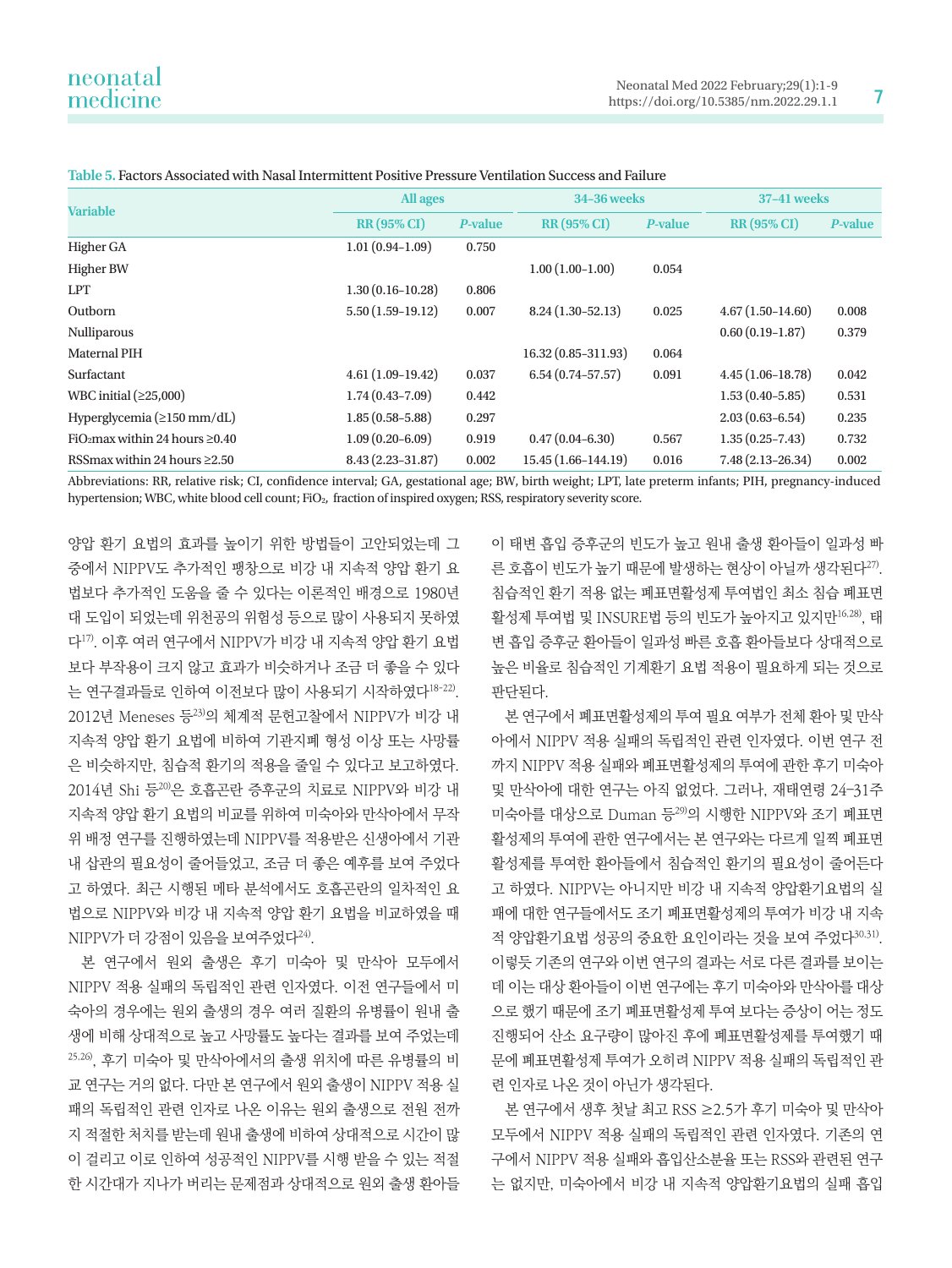**Table 5.** Factors Associated with Nasal Intermittent Positive Pressure Ventilation Success and Failure

| Variable | All ages | | 34–36 weeks | | 37–41 weeks | |
|---|---|---|---|---|---|---|
| | RR (95% CI) | *P*-value | RR (95% CI) | *P*-value | RR (95% CI) | *P*-value |
| Higher GA | 1.01 (0.94–1.09) | 0.750 | | | | |
| Higher BW | | | 1.00 (1.00–1.00) | 0.054 | | |
| LPT | 1.30 (0.16–10.28) | 0.806 | | | | |
| Outborn | 5.50 (1.59–19.12) | 0.007 | 8.24 (1.30–52.13) | 0.025 | 4.67 (1.50–14.60) | 0.008 |
| Nulliparous | | | | | 0.60 (0.19–1.87) | 0.379 |
| Maternal PIH | | | 16.32 (0.85–311.93) | 0.064 | | |
| Surfactant | 4.61 (1.09–19.42) | 0.037 | 6.54 (0.74–57.57) | 0.091 | 4.45 (1.06–18.78) | 0.042 |
| WBC initial (≥25,000) | 1.74 (0.43–7.09) | 0.442 | | | 1.53 (0.40–5.85) | 0.531 |
| Hyperglycemia (≥150 mm/dL) | 1.85 (0.58–5.88) | 0.297 | | | 2.03 (0.63–6.54) | 0.235 |
| $FiO_2$max within 24 hours ≥0.40 | 1.09 (0.20–6.09) | 0.919 | 0.47 (0.04–6.30) | 0.567 | 1.35 (0.25–7.43) | 0.732 |
| RSSmax within 24 hours ≥2.50 | 8.43 (2.23–31.87) | 0.002 | 15.45 (1.66–144.19) | 0.016 | 7.48 (2.13–26.34) | 0.002 |

Abbreviations: RR, relative risk; CI, confidence interval; GA, gestational age; BW, birth weight; LPT, late preterm infants; PIH, pregnancy-induced hypertension; WBC, white blood cell count; $FiO_2$, fraction of inspired oxygen; RSS, respiratory severity score.

양압 환기 요법의 효과를 높이기 위한 방법들이 고안되었는데 그 중에서 NIPPV도 추가적인 팽창으로 비강 내 지속적 양압 환기 요법보다 추가적인 도움을 줄 수 있다는 이론적인 배경으로 1980년대 도입이 되었는데 위천공의 위험성 등으로 많이 사용되지 못하였다[17]. 이후 여러 연구에서 NIPPV가 비강 내 지속적 양압 환기 요법보다 부작용이 크지 않고 효과가 비슷하거나 조금 더 좋을 수 있다는 연구결과들로 인하여 이전보다 많이 사용되기 시작하였다[18-22]. 2012년 Meneses 등[23]의 체계적 문헌고찰에서 NIPPV가 비강 내 지속적 양압 환기 요법에 비하여 기관지폐 형성 이상 또는 사망률은 비슷하지만, 침습적 환기의 적용을 줄일 수 있다고 보고하였다. 2014년 Shi 등[20]은 호흡곤란 증후군의 치료로 NIPPV와 비강 내 지속적 양압 환기 요법의 비교를 위하여 미숙아와 만삭아에서 무작위 배정 연구를 진행하였는데 NIPPV를 적용받은 신생아에서 기관 내 삽관의 필요성이 줄어들었고, 조금 더 좋은 예후를 보여 주었다고 하였다. 최근 시행된 메타 분석에서도 호흡곤란의 일차적인 요법으로 NIPPV와 비강 내 지속적 양압 환기 요법을 비교하였을 때 NIPPV가 더 강점이 있음을 보여주었다[24].

본 연구에서 원외 출생은 후기 미숙아 및 만삭아 모두에서 NIPPV 적용 실패의 독립적인 관련 인자였다. 이전 연구들에서 미숙아의 경우에는 원외 출생의 경우 여러 질환의 유병률이 원내 출생에 비해 상대적으로 높고 사망률도 높다는 결과를 보여 주었는데[25,26], 후기 미숙아 및 만삭아에서의 출생 위치에 따른 유병률의 비교 연구는 거의 없다. 다만 본 연구에서 원외 출생이 NIPPV 적용 실패의 독립적인 관련 인자로 나온 이유는 원외 출생으로 전원 전까지 적절한 처치를 받는데 원내 출생에 비하여 상대적으로 시간이 많이 걸리고 이로 인하여 성공적인 NIPPV를 시행 받을 수 있는 적절한 시간대가 지나가 버리는 문제점과 상대적으로 원외 출생 환아들이 태변 흡입 증후군의 빈도가 높고 원내 출생 환아들이 일과성 빠른 호흡이 빈도가 높기 때문에 발생하는 현상이 아닐까 생각된다[27]. 침습적인 환기 적용 없는 폐표면활성제 투여법인 최소 침습 폐표면활성제 투여법 및 INSURE법 등의 빈도가 높아지고 있지만[16,28], 태변 흡입 증후군 환아들이 일과성 빠른 호흡 환아들보다 상대적으로 높은 비율로 침습적인 기계환기 요법 적용이 필요하게 되는 것으로 판단된다.

본 연구에서 폐표면활성제의 투여 필요 여부가 전체 환아 및 만삭아에서 NIPPV 적용 실패의 독립적인 관련 인자였다. 이번 연구 전까지 NIPPV 적용 실패와 폐표면활성제의 투여에 관한 후기 미숙아 및 만삭아에 대한 연구는 아직 없었다. 그러나, 재태연령 24–31주 미숙아를 대상으로 Duman 등[29]의 시행한 NIPPV와 조기 폐표면활성제의 투여에 관한 연구에서는 본 연구와는 다르게 일찍 폐표면활성제를 투여한 환아들에서 침습적인 환기의 필요성이 줄어든다고 하였다. NIPPV는 아니지만 비강 내 지속적 양압환기요법의 실패에 대한 연구들에서도 조기 폐표면활성제의 투여가 비강 내 지속적 양압환기요법 성공의 중요한 요인이라는 것을 보여 주었다[30,31]. 이렇듯 기존의 연구와 이번 연구의 결과는 서로 다른 결과를 보이는데 이는 대상 환아들이 이번 연구에는 후기 미숙아와 만삭아를 대상으로 했기 때문에 조기 폐표면활성제 투여 보다는 증상이 어느 정도 진행되어 산소 요구량이 많아진 후에 폐표면활성제를 투여했기 때문에 폐표면활성제 투여가 오히려 NIPPV 적용 실패의 독립적인 관련 인자로 나온 것이 아닌가 생각된다.

본 연구에서 생후 첫날 최고 RSS ≥2.5가 후기 미숙아 및 만삭아 모두에서 NIPPV 적용 실패의 독립적인 관련 인자였다. 기존의 연구에서 NIPPV 적용 실패와 흡입산소분율 또는 RSS와 관련된 연구는 없지만, 미숙아에서 비강 내 지속적 양압환기요법의 실패 흡입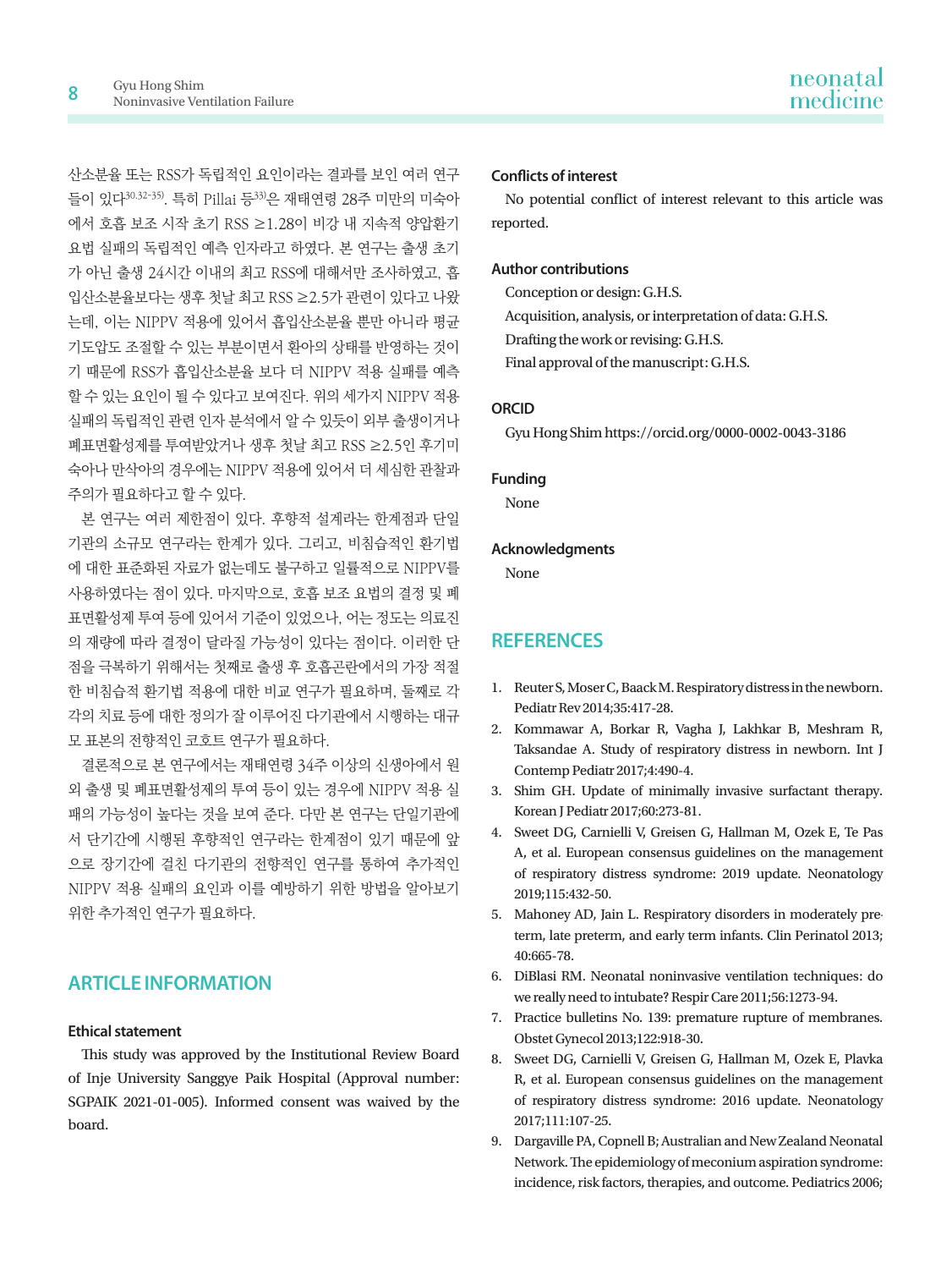산소분율 또는 RSS가 독립적인 요인이라는 결과를 보인 여러 연구들이 있다[30,32-35]. 특히 Pillai 등[33]은 재태연령 28주 미만의 미숙아에서 호흡 보조 시작 초기 RSS ≥1.28이 비강 내 지속적 양압환기요법 실패의 독립적인 예측 인자라고 하였다. 본 연구는 출생 초기가 아닌 출생 24시간 이내의 최고 RSS에 대해서만 조사하였고, 흡입산소분율보다는 생후 첫날 최고 RSS ≥2.5가 관련이 있다고 나왔는데, 이는 NIPPV 적용에 있어서 흡입산소분율 뿐만 아니라 평균기도압도 조절할 수 있는 부분이면서 환아의 상태를 반영하는 것이기 때문에 RSS가 흡입산소분율 보다 더 NIPPV 적용 실패를 예측할 수 있는 요인이 될 수 있다고 보여진다. 위의 세가지 NIPPV 적용 실패의 독립적인 관련 인자 분석에서 알 수 있듯이 외부 출생이거나 폐표면활성제를 투여받았거나 생후 첫날 최고 RSS ≥2.5인 후기미숙아나 만삭아의 경우에는 NIPPV 적용에 있어서 더 세심한 관찰과 주의가 필요하다고 할 수 있다.

본 연구는 여러 제한점이 있다. 후향적 설계라는 한계점과 단일기관의 소규모 연구라는 한계가 있다. 그리고, 비침습적인 환기법에 대한 표준화된 자료가 없는데도 불구하고 일률적으로 NIPPV를 사용하였다는 점이 있다. 마지막으로, 호흡 보조 요법의 결정 및 폐표면활성제 투여 등에 있어서 기준이 있었으나, 어느 정도는 의료진의 재량에 따라 결정이 달라질 가능성이 있다는 점이다. 이러한 단점을 극복하기 위해서는 첫째로 출생 후 호흡곤란에서의 가장 적절한 비침습적 환기법 적용에 대한 비교 연구가 필요하며, 둘째로 각각의 치료 등에 대한 정의가 잘 이루어진 다기관에서 시행하는 대규모 표본의 전향적인 코호트 연구가 필요하다.

결론적으로 본 연구에서는 재태연령 34주 이상의 신생아에서 원외 출생 및 폐표면활성제의 투여 등이 있는 경우에 NIPPV 적용 실패의 가능성이 높다는 것을 보여 준다. 다만 본 연구는 단일기관에서 단기간에 시행된 후향적인 연구라는 한계점이 있기 때문에 앞으로 장기간에 걸친 다기관의 전향적인 연구를 통하여 추가적인 NIPPV 적용 실패의 요인과 이를 예방하기 위한 방법을 알아보기 위한 추가적인 연구가 필요하다.

## ARTICLE INFORMATION

### Ethical statement

This study was approved by the Institutional Review Board of Inje University Sanggye Paik Hospital (Approval number: SGPAIK 2021-01-005). Informed consent was waived by the board.

### Conflicts of interest

No potential conflict of interest relevant to this article was reported.

### Author contributions

Conception or design: G.H.S.
Acquisition, analysis, or interpretation of data: G.H.S.
Drafting the work or revising: G.H.S.
Final approval of the manuscript: G.H.S.

### ORCID

Gyu Hong Shim https://orcid.org/0000-0002-0043-3186

### Funding

None

### Acknowledgments

None

## REFERENCES

1. Reuter S, Moser C, Baack M. Respiratory distress in the newborn. Pediatr Rev 2014;35:417-28.
2. Kommawar A, Borkar R, Vagha J, Lakhkar B, Meshram R, Taksandae A. Study of respiratory distress in newborn. Int J Contemp Pediatr 2017;4:490-4.
3. Shim GH. Update of minimally invasive surfactant therapy. Korean J Pediatr 2017;60:273-81.
4. Sweet DG, Carnielli V, Greisen G, Hallman M, Ozek E, Te Pas A, et al. European consensus guidelines on the management of respiratory distress syndrome: 2019 update. Neonatology 2019;115:432-50.
5. Mahoney AD, Jain L. Respiratory disorders in moderately preterm, late preterm, and early term infants. Clin Perinatol 2013;40:665-78.
6. DiBlasi RM. Neonatal noninvasive ventilation techniques: do we really need to intubate? Respir Care 2011;56:1273-94.
7. Practice bulletins No. 139: premature rupture of membranes. Obstet Gynecol 2013;122:918-30.
8. Sweet DG, Carnielli V, Greisen G, Hallman M, Ozek E, Plavka R, et al. European consensus guidelines on the management of respiratory distress syndrome: 2016 update. Neonatology 2017;111:107-25.
9. Dargaville PA, Copnell B; Australian and New Zealand Neonatal Network. The epidemiology of meconium aspiration syndrome: incidence, risk factors, therapies, and outcome. Pediatrics 2006;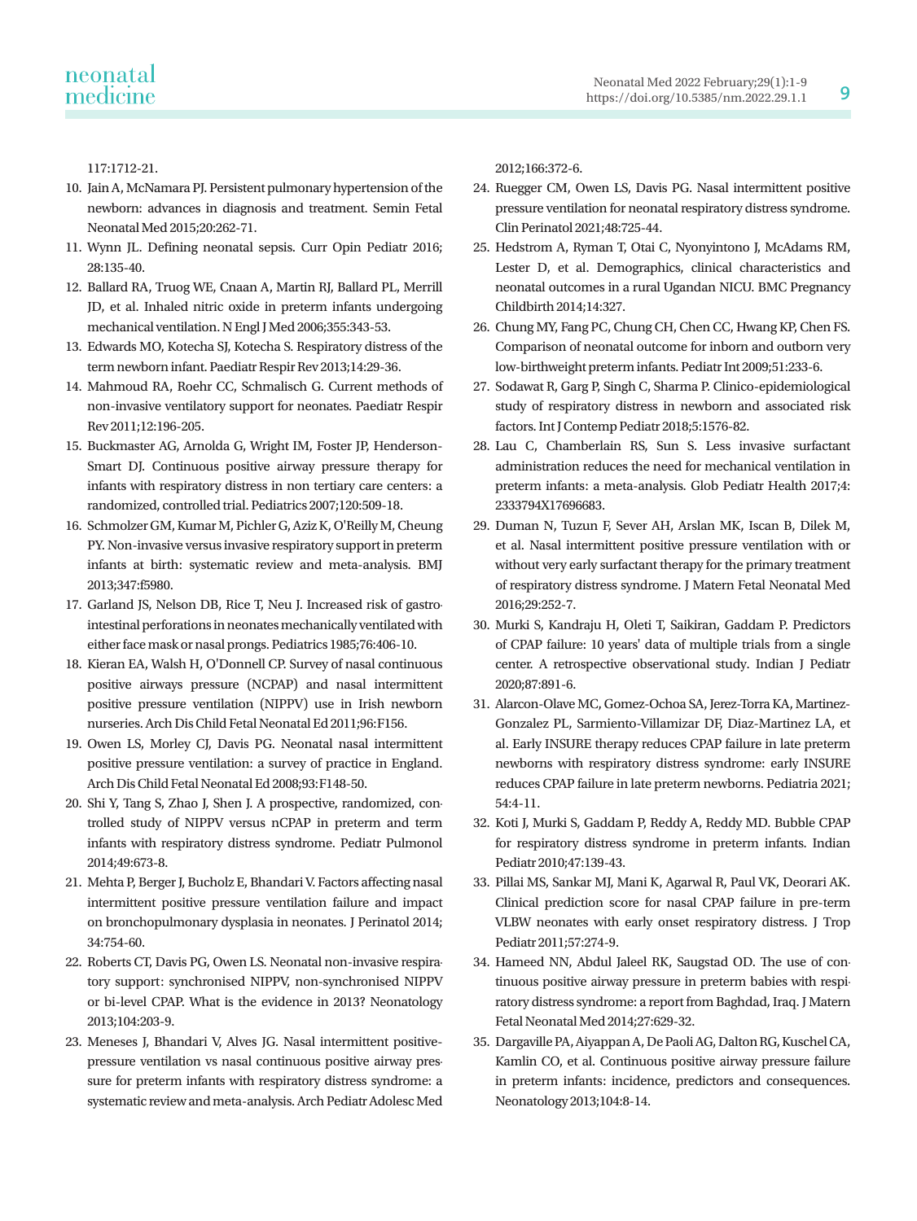117:1712-21.

10. Jain A, McNamara PJ. Persistent pulmonary hypertension of the newborn: advances in diagnosis and treatment. Semin Fetal Neonatal Med 2015;20:262-71.
11. Wynn JL. Defining neonatal sepsis. Curr Opin Pediatr 2016; 28:135-40.
12. Ballard RA, Truog WE, Cnaan A, Martin RJ, Ballard PL, Merrill JD, et al. Inhaled nitric oxide in preterm infants undergoing mechanical ventilation. N Engl J Med 2006;355:343-53.
13. Edwards MO, Kotecha SJ, Kotecha S. Respiratory distress of the term newborn infant. Paediatr Respir Rev 2013;14:29-36.
14. Mahmoud RA, Roehr CC, Schmalisch G. Current methods of non-invasive ventilatory support for neonates. Paediatr Respir Rev 2011;12:196-205.
15. Buckmaster AG, Arnolda G, Wright IM, Foster JP, Henderson-Smart DJ. Continuous positive airway pressure therapy for infants with respiratory distress in non tertiary care centers: a randomized, controlled trial. Pediatrics 2007;120:509-18.
16. Schmolzer GM, Kumar M, Pichler G, Aziz K, O'Reilly M, Cheung PY. Non-invasive versus invasive respiratory support in preterm infants at birth: systematic review and meta-analysis. BMJ 2013;347:f5980.
17. Garland JS, Nelson DB, Rice T, Neu J. Increased risk of gastrointestinal perforations in neonates mechanically ventilated with either face mask or nasal prongs. Pediatrics 1985;76:406-10.
18. Kieran EA, Walsh H, O'Donnell CP. Survey of nasal continuous positive airways pressure (NCPAP) and nasal intermittent positive pressure ventilation (NIPPV) use in Irish newborn nurseries. Arch Dis Child Fetal Neonatal Ed 2011;96:F156.
19. Owen LS, Morley CJ, Davis PG. Neonatal nasal intermittent positive pressure ventilation: a survey of practice in England. Arch Dis Child Fetal Neonatal Ed 2008;93:F148-50.
20. Shi Y, Tang S, Zhao J, Shen J. A prospective, randomized, controlled study of NIPPV versus nCPAP in preterm and term infants with respiratory distress syndrome. Pediatr Pulmonol 2014;49:673-8.
21. Mehta P, Berger J, Bucholz E, Bhandari V. Factors affecting nasal intermittent positive pressure ventilation failure and impact on bronchopulmonary dysplasia in neonates. J Perinatol 2014; 34:754-60.
22. Roberts CT, Davis PG, Owen LS. Neonatal non-invasive respiratory support: synchronised NIPPV, non-synchronised NIPPV or bi-level CPAP. What is the evidence in 2013? Neonatology 2013;104:203-9.
23. Meneses J, Bhandari V, Alves JG. Nasal intermittent positive-pressure ventilation vs nasal continuous positive airway pressure for preterm infants with respiratory distress syndrome: a systematic review and meta-analysis. Arch Pediatr Adolesc Med 2012;166:372-6.
24. Ruegger CM, Owen LS, Davis PG. Nasal intermittent positive pressure ventilation for neonatal respiratory distress syndrome. Clin Perinatol 2021;48:725-44.
25. Hedstrom A, Ryman T, Otai C, Nyonyintono J, McAdams RM, Lester D, et al. Demographics, clinical characteristics and neonatal outcomes in a rural Ugandan NICU. BMC Pregnancy Childbirth 2014;14:327.
26. Chung MY, Fang PC, Chung CH, Chen CC, Hwang KP, Chen FS. Comparison of neonatal outcome for inborn and outborn very low-birthweight preterm infants. Pediatr Int 2009;51:233-6.
27. Sodawat R, Garg P, Singh C, Sharma P. Clinico-epidemiological study of respiratory distress in newborn and associated risk factors. Int J Contemp Pediatr 2018;5:1576-82.
28. Lau C, Chamberlain RS, Sun S. Less invasive surfactant administration reduces the need for mechanical ventilation in preterm infants: a meta-analysis. Glob Pediatr Health 2017;4: 2333794X17696683.
29. Duman N, Tuzun F, Sever AH, Arslan MK, Iscan B, Dilek M, et al. Nasal intermittent positive pressure ventilation with or without very early surfactant therapy for the primary treatment of respiratory distress syndrome. J Matern Fetal Neonatal Med 2016;29:252-7.
30. Murki S, Kandraju H, Oleti T, Saikiran, Gaddam P. Predictors of CPAP failure: 10 years' data of multiple trials from a single center. A retrospective observational study. Indian J Pediatr 2020;87:891-6.
31. Alarcon-Olave MC, Gomez-Ochoa SA, Jerez-Torra KA, Martinez-Gonzalez PL, Sarmiento-Villamizar DF, Diaz-Martinez LA, et al. Early INSURE therapy reduces CPAP failure in late preterm newborns with respiratory distress syndrome: early INSURE reduces CPAP failure in late preterm newborns. Pediatria 2021; 54:4-11.
32. Koti J, Murki S, Gaddam P, Reddy A, Reddy MD. Bubble CPAP for respiratory distress syndrome in preterm infants. Indian Pediatr 2010;47:139-43.
33. Pillai MS, Sankar MJ, Mani K, Agarwal R, Paul VK, Deorari AK. Clinical prediction score for nasal CPAP failure in pre-term VLBW neonates with early onset respiratory distress. J Trop Pediatr 2011;57:274-9.
34. Hameed NN, Abdul Jaleel RK, Saugstad OD. The use of continuous positive airway pressure in preterm babies with respiratory distress syndrome: a report from Baghdad, Iraq. J Matern Fetal Neonatal Med 2014;27:629-32.
35. Dargaville PA, Aiyappan A, De Paoli AG, Dalton RG, Kuschel CA, Kamlin CO, et al. Continuous positive airway pressure failure in preterm infants: incidence, predictors and consequences. Neonatology 2013;104:8-14.